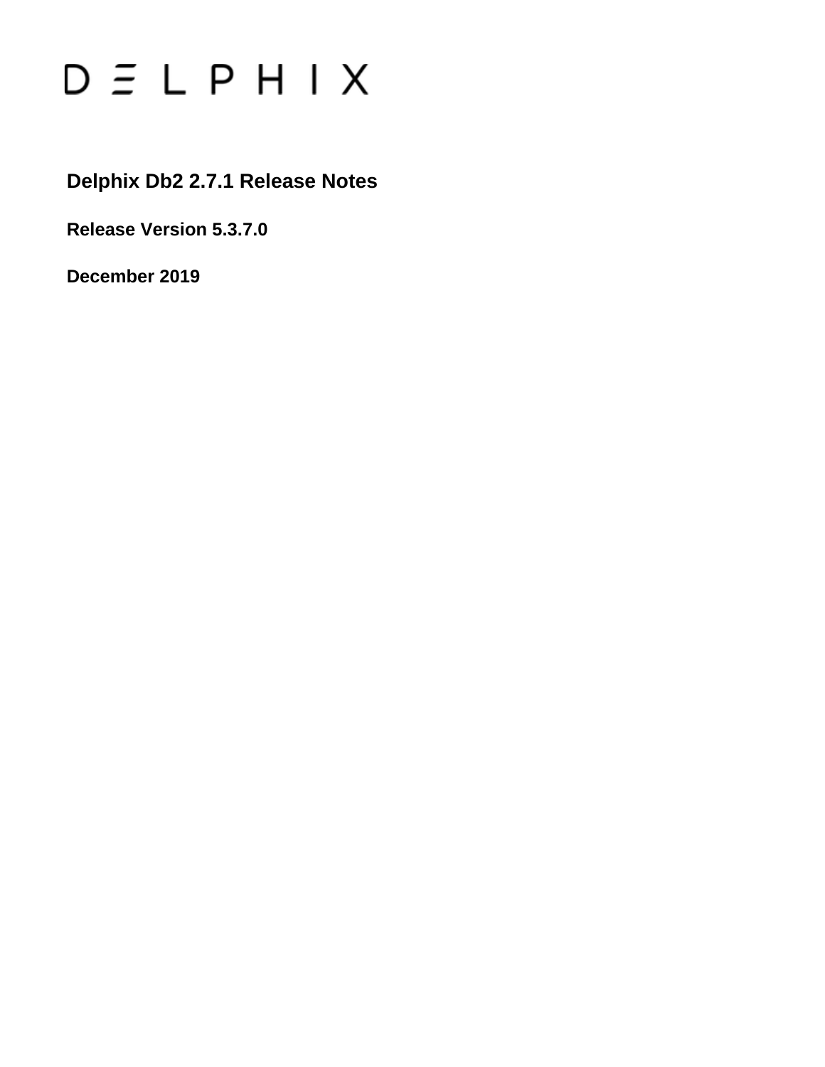DELPHIX

# Delphix Db2 2.7.1 Release Notes

**Release Version 5.3.7.0**

**December 2019**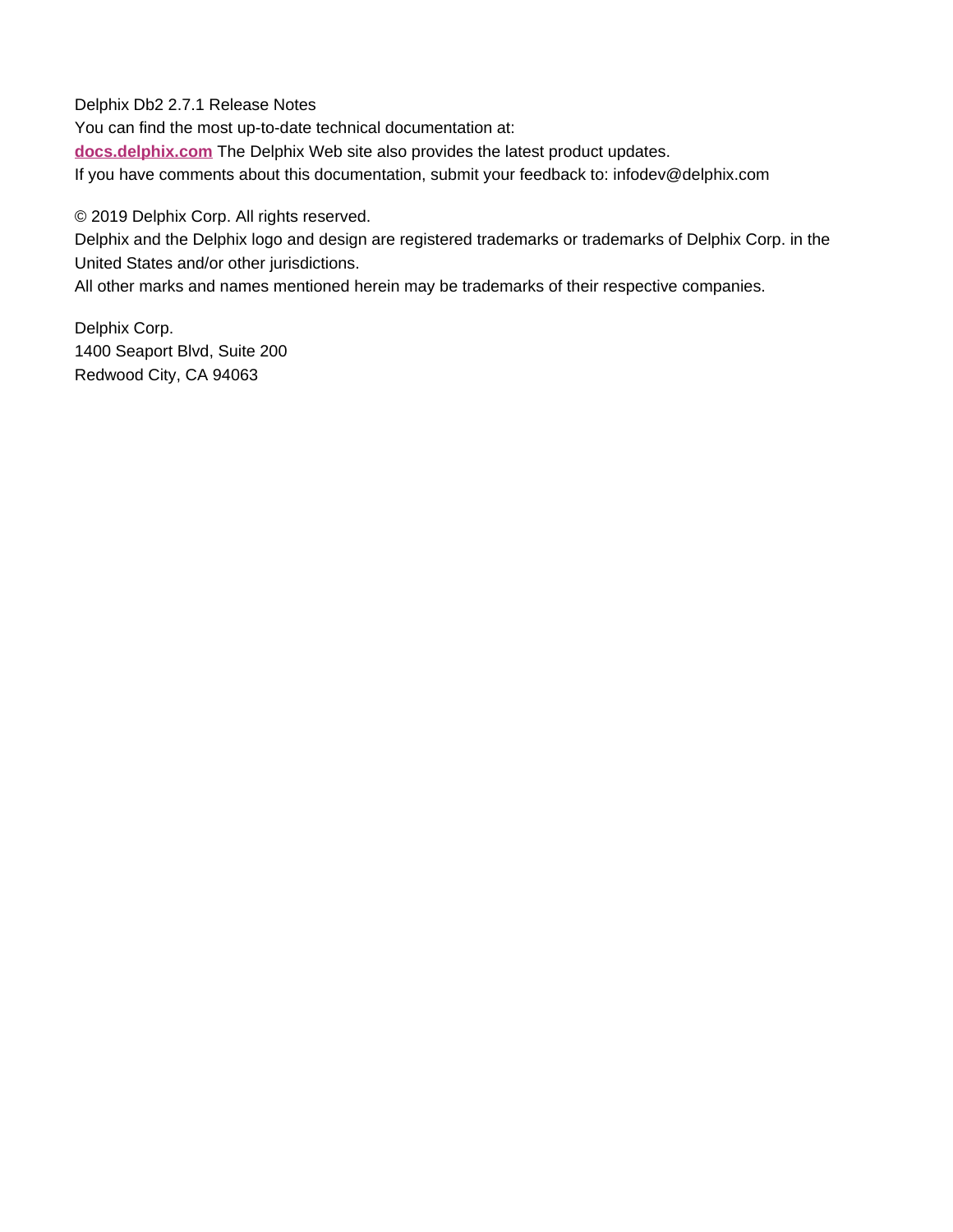Delphix Db2 2.7.1 Release Notes

You can find the most up-to-date technical documentation at:

**[docs.delphix.com](http://docs.delphix.com)** The Delphix Web site also provides the latest product updates.

If you have comments about this documentation, submit your feedback to: infodev@delphix.com

© 2019 Delphix Corp. All rights reserved.

Delphix and the Delphix logo and design are registered trademarks or trademarks of Delphix Corp. in the United States and/or other jurisdictions.

All other marks and names mentioned herein may be trademarks of their respective companies.

Delphix Corp.  
1400 Seaport Blvd, Suite 200  
Redwood City, CA 94063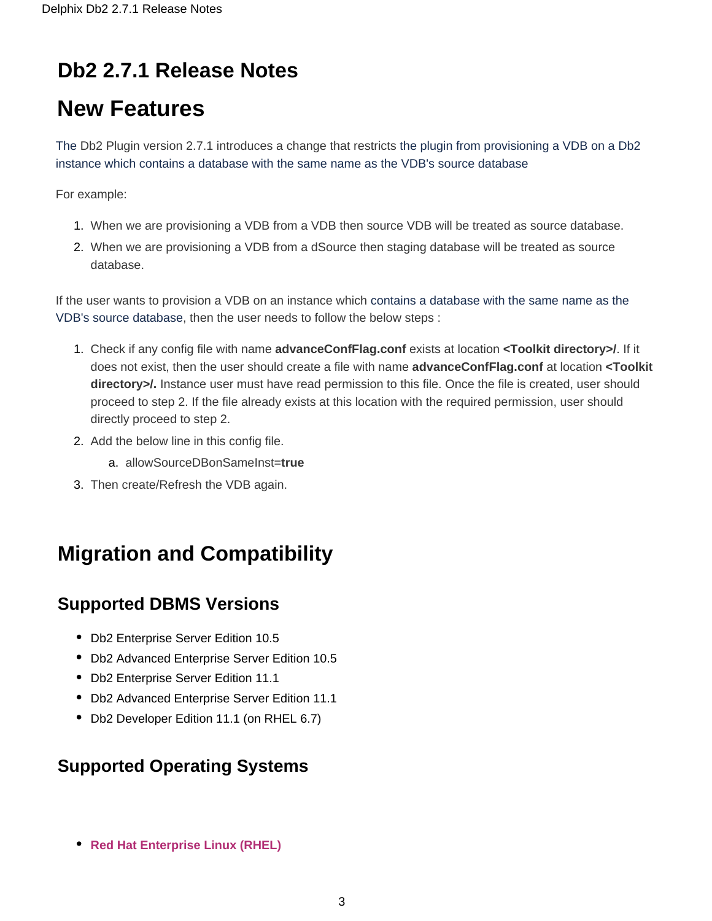# Db2 2.7.1 Release Notes

# New Features

The Db2 Plugin version 2.7.1 introduces a change that restricts the plugin from provisioning a VDB on a Db2 instance which contains a database with the same name as the VDB's source database

For example:

1. When we are provisioning a VDB from a VDB then source VDB will be treated as source database.
2. When we are provisioning a VDB from a dSource then staging database will be treated as source database.

If the user wants to provision a VDB on an instance which contains a database with the same name as the VDB's source database, then the user needs to follow the below steps :

1. Check if any config file with name **advanceConfFlag.conf** exists at location **<Toolkit directory>/**. If it does not exist, then the user should create a file with name **advanceConfFlag.conf** at location **<Toolkit directory>/.** Instance user must have read permission to this file. Once the file is created, user should proceed to step 2. If the file already exists at this location with the required permission, user should directly proceed to step 2.
2. Add the below line in this config file.
   a. allowSourceDBonSameInst=**true**
3. Then create/Refresh the VDB again.

# Migration and Compatibility

## Supported DBMS Versions

- Db2 Enterprise Server Edition 10.5
- Db2 Advanced Enterprise Server Edition 10.5
- Db2 Enterprise Server Edition 11.1
- Db2 Advanced Enterprise Server Edition 11.1
- Db2 Developer Edition 11.1 (on RHEL 6.7)

## Supported Operating Systems

- **Red Hat Enterprise Linux (RHEL)**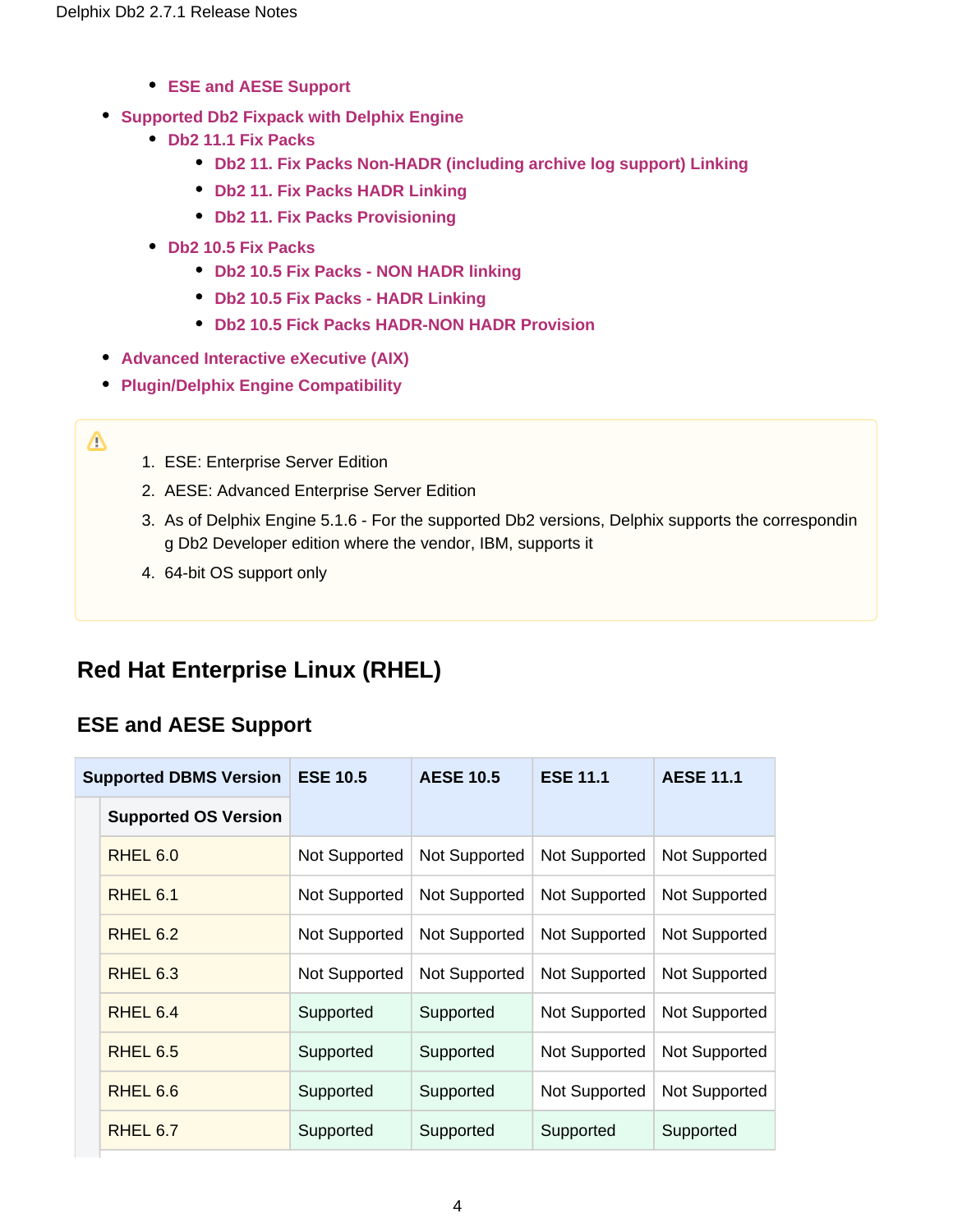- ESE and AESE Support
- Supported Db2 Fixpack with Delphix Engine
  - Db2 11.1 Fix Packs
    - Db2 11. Fix Packs Non-HADR (including archive log support) Linking
    - Db2 11. Fix Packs HADR Linking
    - Db2 11. Fix Packs Provisioning
  - Db2 10.5 Fix Packs
    - Db2 10.5 Fix Packs - NON HADR linking
    - Db2 10.5 Fix Packs - HADR Linking
    - Db2 10.5 Fick Packs HADR-NON HADR Provision
- Advanced Interactive eXecutive (AIX)
- Plugin/Delphix Engine Compatibility

> ⚠
> 1. ESE: Enterprise Server Edition
> 2. AESE: Advanced Enterprise Server Edition
> 3. As of Delphix Engine 5.1.6 - For the supported Db2 versions, Delphix supports the corresponding Db2 Developer edition where the vendor, IBM, supports it
> 4. 64-bit OS support only

## Red Hat Enterprise Linux (RHEL)

### ESE and AESE Support

| Supported DBMS Version / Supported OS Version | ESE 10.5 | AESE 10.5 | ESE 11.1 | AESE 11.1 |
|---|---|---|---|---|
| RHEL 6.0 | Not Supported | Not Supported | Not Supported | Not Supported |
| RHEL 6.1 | Not Supported | Not Supported | Not Supported | Not Supported |
| RHEL 6.2 | Not Supported | Not Supported | Not Supported | Not Supported |
| RHEL 6.3 | Not Supported | Not Supported | Not Supported | Not Supported |
| RHEL 6.4 | Supported | Supported | Not Supported | Not Supported |
| RHEL 6.5 | Supported | Supported | Not Supported | Not Supported |
| RHEL 6.6 | Supported | Supported | Not Supported | Not Supported |
| RHEL 6.7 | Supported | Supported | Supported | Supported |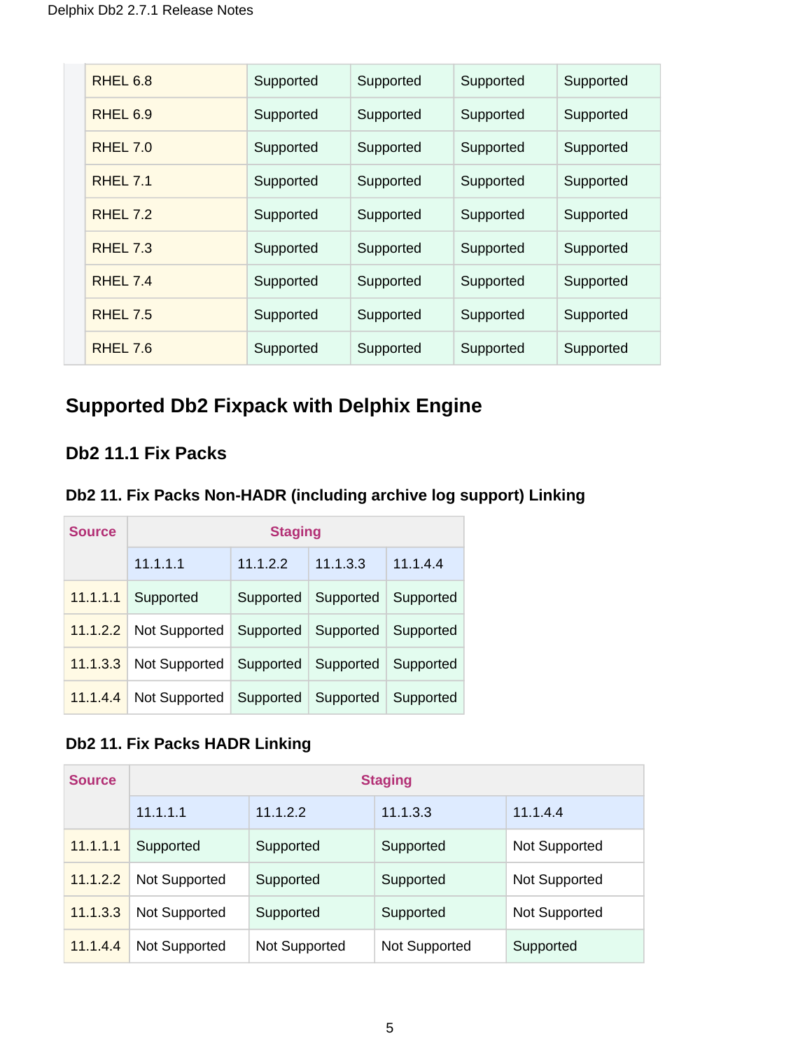| | | | | |
|---|---|---|---|---|
| RHEL 6.8 | Supported | Supported | Supported | Supported |
| RHEL 6.9 | Supported | Supported | Supported | Supported |
| RHEL 7.0 | Supported | Supported | Supported | Supported |
| RHEL 7.1 | Supported | Supported | Supported | Supported |
| RHEL 7.2 | Supported | Supported | Supported | Supported |
| RHEL 7.3 | Supported | Supported | Supported | Supported |
| RHEL 7.4 | Supported | Supported | Supported | Supported |
| RHEL 7.5 | Supported | Supported | Supported | Supported |
| RHEL 7.6 | Supported | Supported | Supported | Supported |

## Supported Db2 Fixpack with Delphix Engine

### Db2 11.1 Fix Packs

#### Db2 11. Fix Packs Non-HADR (including archive log support) Linking

| Source | Staging | | | |
|---|---|---|---|---|
| | 11.1.1.1 | 11.1.2.2 | 11.1.3.3 | 11.1.4.4 |
| 11.1.1.1 | Supported | Supported | Supported | Supported |
| 11.1.2.2 | Not Supported | Supported | Supported | Supported |
| 11.1.3.3 | Not Supported | Supported | Supported | Supported |
| 11.1.4.4 | Not Supported | Supported | Supported | Supported |

#### Db2 11. Fix Packs HADR Linking

| Source | Staging | | | |
|---|---|---|---|---|
| | 11.1.1.1 | 11.1.2.2 | 11.1.3.3 | 11.1.4.4 |
| 11.1.1.1 | Supported | Supported | Supported | Not Supported |
| 11.1.2.2 | Not Supported | Supported | Supported | Not Supported |
| 11.1.3.3 | Not Supported | Supported | Supported | Not Supported |
| 11.1.4.4 | Not Supported | Not Supported | Not Supported | Supported |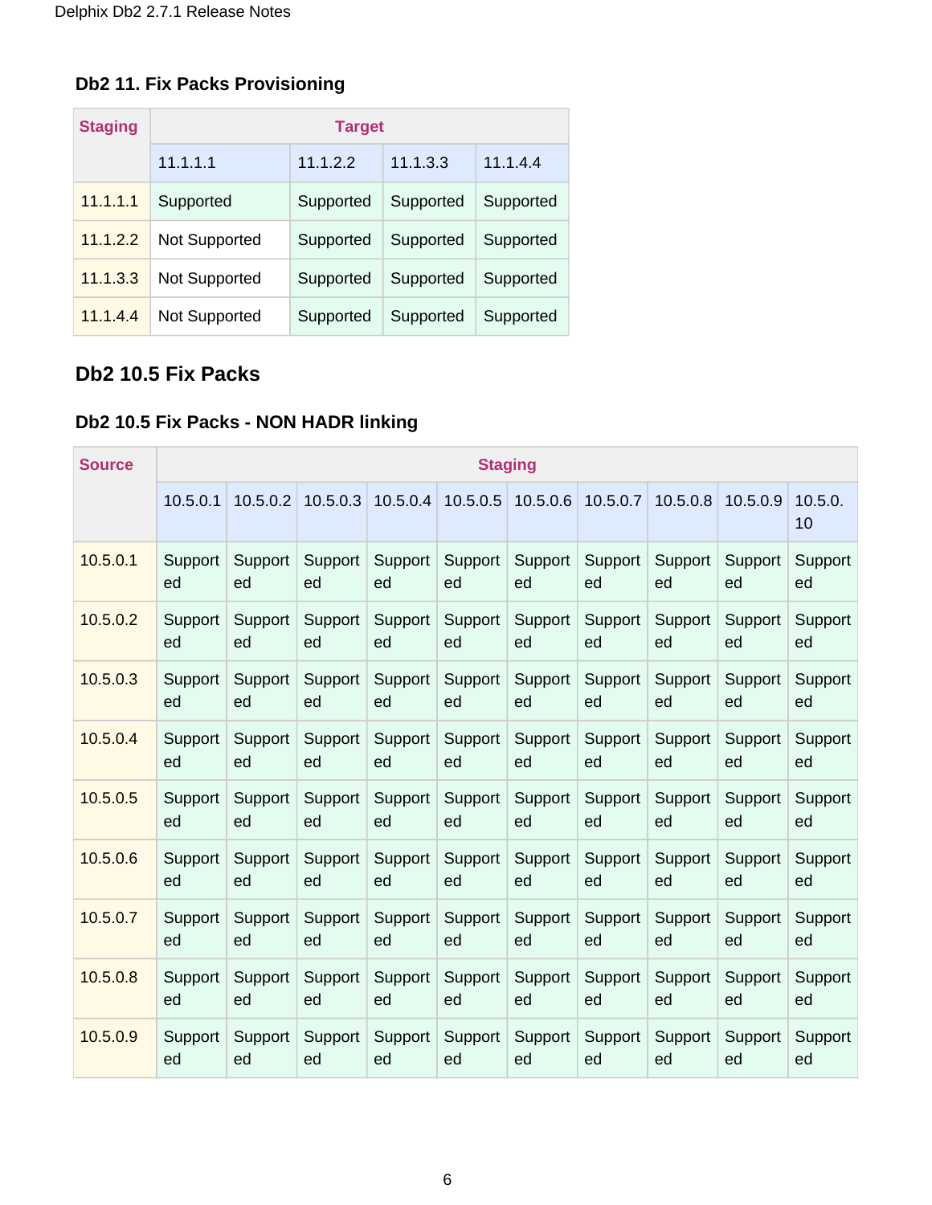### Db2 11. Fix Packs Provisioning

| Staging | Target | | | |
|---|---|---|---|---|
| | 11.1.1.1 | 11.1.2.2 | 11.1.3.3 | 11.1.4.4 |
| 11.1.1.1 | Supported | Supported | Supported | Supported |
| 11.1.2.2 | Not Supported | Supported | Supported | Supported |
| 11.1.3.3 | Not Supported | Supported | Supported | Supported |
| 11.1.4.4 | Not Supported | Supported | Supported | Supported |

## Db2 10.5 Fix Packs

### Db2 10.5 Fix Packs - NON HADR linking

| Source | Staging | | | | | | | | | |
|---|---|---|---|---|---|---|---|---|---|---|
| | 10.5.0.1 | 10.5.0.2 | 10.5.0.3 | 10.5.0.4 | 10.5.0.5 | 10.5.0.6 | 10.5.0.7 | 10.5.0.8 | 10.5.0.9 | 10.5.0.10 |
| 10.5.0.1 | Supported | Supported | Supported | Supported | Supported | Supported | Supported | Supported | Supported | Supported |
| 10.5.0.2 | Supported | Supported | Supported | Supported | Supported | Supported | Supported | Supported | Supported | Supported |
| 10.5.0.3 | Supported | Supported | Supported | Supported | Supported | Supported | Supported | Supported | Supported | Supported |
| 10.5.0.4 | Supported | Supported | Supported | Supported | Supported | Supported | Supported | Supported | Supported | Supported |
| 10.5.0.5 | Supported | Supported | Supported | Supported | Supported | Supported | Supported | Supported | Supported | Supported |
| 10.5.0.6 | Supported | Supported | Supported | Supported | Supported | Supported | Supported | Supported | Supported | Supported |
| 10.5.0.7 | Supported | Supported | Supported | Supported | Supported | Supported | Supported | Supported | Supported | Supported |
| 10.5.0.8 | Supported | Supported | Supported | Supported | Supported | Supported | Supported | Supported | Supported | Supported |
| 10.5.0.9 | Supported | Supported | Supported | Supported | Supported | Supported | Supported | Supported | Supported | Supported |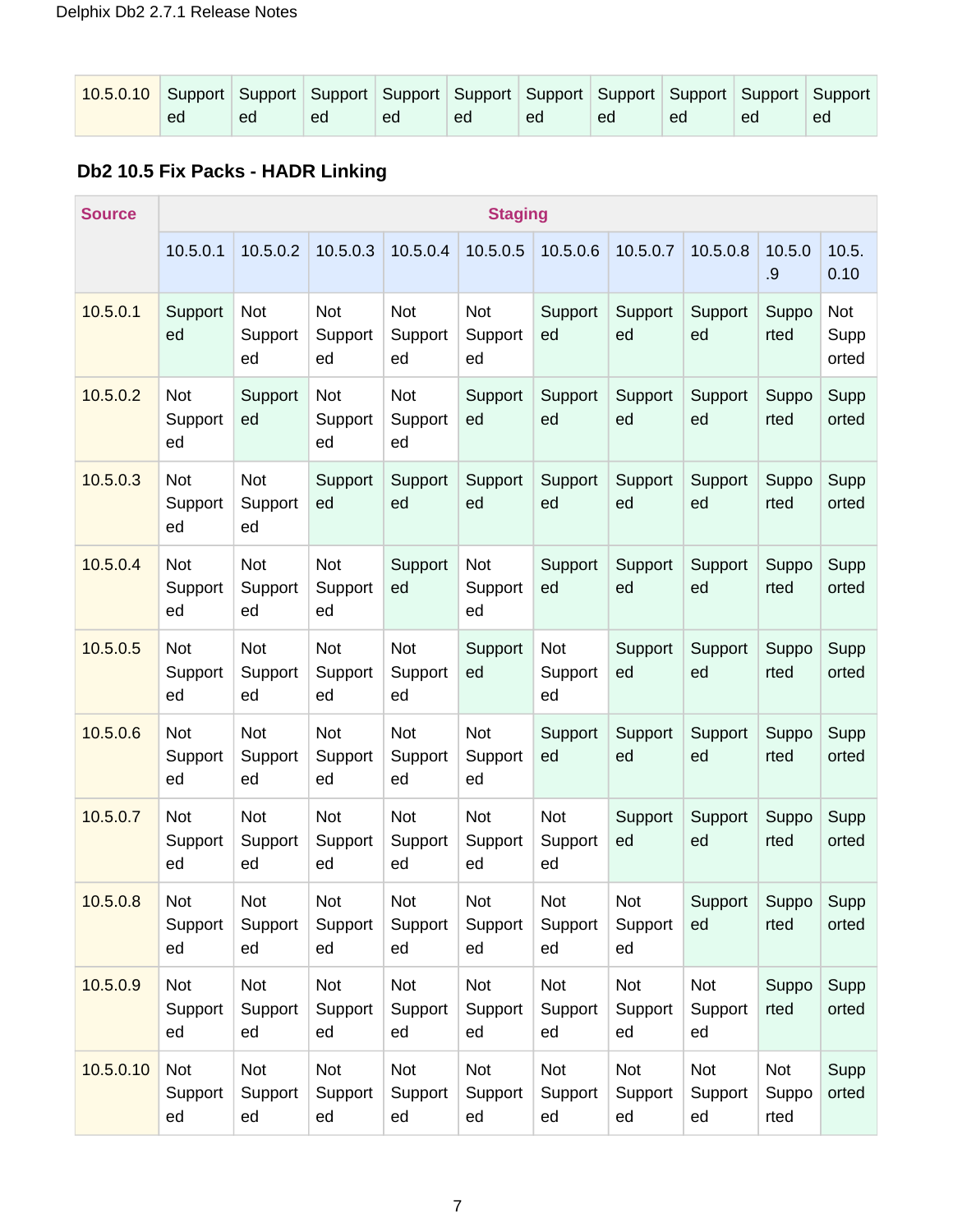| 10.5.0.10 | Supported | Supported | Supported | Supported | Supported | Supported | Supported | Supported | Supported | Supported |
|---|---|---|---|---|---|---|---|---|---|---|

### Db2 10.5 Fix Packs - HADR Linking

| Source | Staging | | | | | | | | | |
|---|---|---|---|---|---|---|---|---|---|---|
| | 10.5.0.1 | 10.5.0.2 | 10.5.0.3 | 10.5.0.4 | 10.5.0.5 | 10.5.0.6 | 10.5.0.7 | 10.5.0.8 | 10.5.0.9 | 10.5.0.10 |
| 10.5.0.1 | Supported | Not Supported | Not Supported | Not Supported | Not Supported | Supported | Supported | Supported | Supported | Not Supported |
| 10.5.0.2 | Not Supported | Supported | Not Supported | Not Supported | Supported | Supported | Supported | Supported | Supported | Supported |
| 10.5.0.3 | Not Supported | Not Supported | Supported | Supported | Supported | Supported | Supported | Supported | Supported | Supported |
| 10.5.0.4 | Not Supported | Not Supported | Not Supported | Supported | Not Supported | Supported | Supported | Supported | Supported | Supported |
| 10.5.0.5 | Not Supported | Not Supported | Not Supported | Not Supported | Supported | Not Supported | Supported | Supported | Supported | Supported |
| 10.5.0.6 | Not Supported | Not Supported | Not Supported | Not Supported | Not Supported | Supported | Supported | Supported | Supported | Supported |
| 10.5.0.7 | Not Supported | Not Supported | Not Supported | Not Supported | Not Supported | Not Supported | Supported | Supported | Supported | Supported |
| 10.5.0.8 | Not Supported | Not Supported | Not Supported | Not Supported | Not Supported | Not Supported | Not Supported | Supported | Supported | Supported |
| 10.5.0.9 | Not Supported | Not Supported | Not Supported | Not Supported | Not Supported | Not Supported | Not Supported | Not Supported | Supported | Supported |
| 10.5.0.10 | Not Supported | Not Supported | Not Supported | Not Supported | Not Supported | Not Supported | Not Supported | Not Supported | Not Supported | Supported |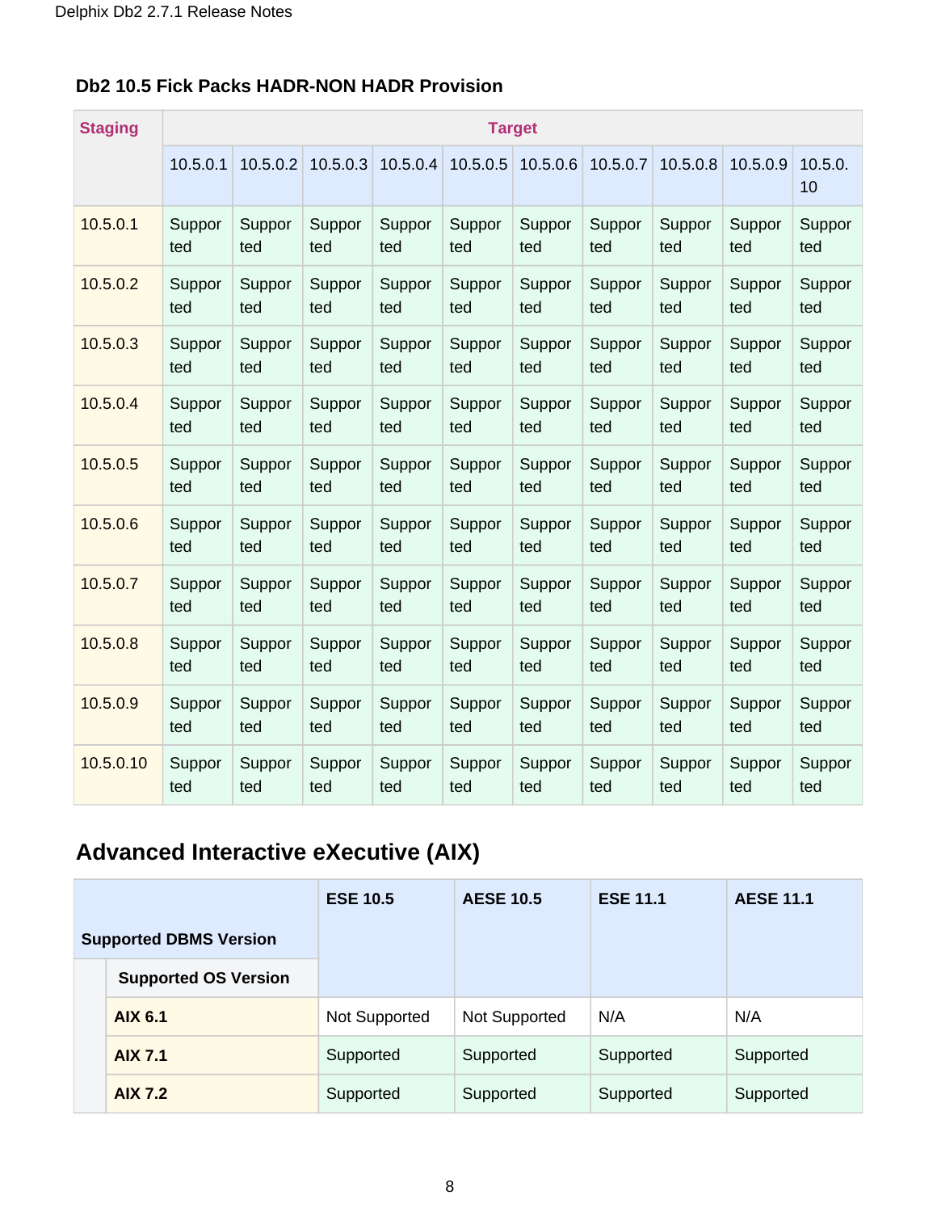### Db2 10.5 Fick Packs HADR-NON HADR Provision

| Staging | Target | | | | | | | | | |
|---|---|---|---|---|---|---|---|---|---|---|
| | 10.5.0.1 | 10.5.0.2 | 10.5.0.3 | 10.5.0.4 | 10.5.0.5 | 10.5.0.6 | 10.5.0.7 | 10.5.0.8 | 10.5.0.9 | 10.5.0.10 |
| 10.5.0.1 | Supported | Supported | Supported | Supported | Supported | Supported | Supported | Supported | Supported | Supported |
| 10.5.0.2 | Supported | Supported | Supported | Supported | Supported | Supported | Supported | Supported | Supported | Supported |
| 10.5.0.3 | Supported | Supported | Supported | Supported | Supported | Supported | Supported | Supported | Supported | Supported |
| 10.5.0.4 | Supported | Supported | Supported | Supported | Supported | Supported | Supported | Supported | Supported | Supported |
| 10.5.0.5 | Supported | Supported | Supported | Supported | Supported | Supported | Supported | Supported | Supported | Supported |
| 10.5.0.6 | Supported | Supported | Supported | Supported | Supported | Supported | Supported | Supported | Supported | Supported |
| 10.5.0.7 | Supported | Supported | Supported | Supported | Supported | Supported | Supported | Supported | Supported | Supported |
| 10.5.0.8 | Supported | Supported | Supported | Supported | Supported | Supported | Supported | Supported | Supported | Supported |
| 10.5.0.9 | Supported | Supported | Supported | Supported | Supported | Supported | Supported | Supported | Supported | Supported |
| 10.5.0.10 | Supported | Supported | Supported | Supported | Supported | Supported | Supported | Supported | Supported | Supported |

## Advanced Interactive eXecutive (AIX)

| Supported DBMS Version | ESE 10.5 | AESE 10.5 | ESE 11.1 | AESE 11.1 |
|---|---|---|---|---|
| **Supported OS Version** | | | | |
| **AIX 6.1** | Not Supported | Not Supported | N/A | N/A |
| **AIX 7.1** | Supported | Supported | Supported | Supported |
| **AIX 7.2** | Supported | Supported | Supported | Supported |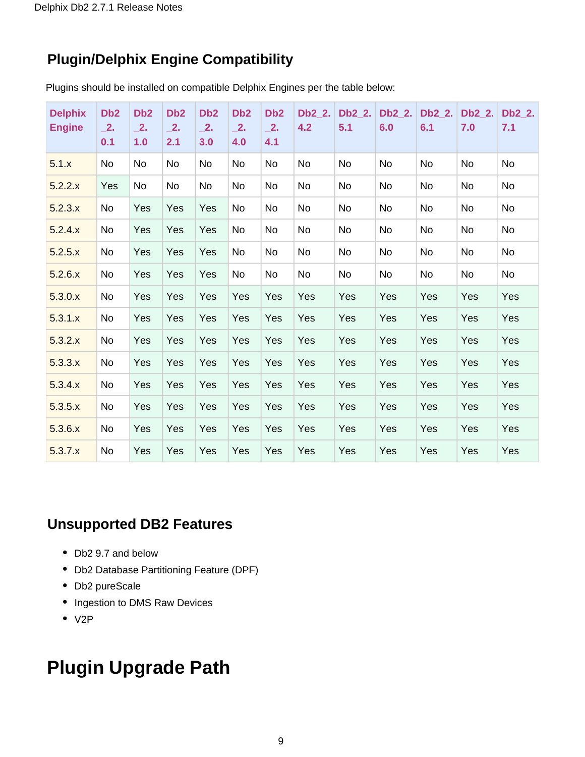## Plugin/Delphix Engine Compatibility

Plugins should be installed on compatible Delphix Engines per the table below:

| Delphix Engine | Db2_2.0.1 | Db2_2.1.0 | Db2_2.2.1 | Db2_2.3.0 | Db2_2.4.0 | Db2_2.4.1 | Db2_2.4.2 | Db2_2.5.1 | Db2_2.6.0 | Db2_2.6.1 | Db2_2.7.0 | Db2_2.7.1 |
|---|---|---|---|---|---|---|---|---|---|---|---|---|
| 5.1.x | No | No | No | No | No | No | No | No | No | No | No | No |
| 5.2.2.x | Yes | No | No | No | No | No | No | No | No | No | No | No |
| 5.2.3.x | No | Yes | Yes | Yes | No | No | No | No | No | No | No | No |
| 5.2.4.x | No | Yes | Yes | Yes | No | No | No | No | No | No | No | No |
| 5.2.5.x | No | Yes | Yes | Yes | No | No | No | No | No | No | No | No |
| 5.2.6.x | No | Yes | Yes | Yes | No | No | No | No | No | No | No | No |
| 5.3.0.x | No | Yes | Yes | Yes | Yes | Yes | Yes | Yes | Yes | Yes | Yes | Yes |
| 5.3.1.x | No | Yes | Yes | Yes | Yes | Yes | Yes | Yes | Yes | Yes | Yes | Yes |
| 5.3.2.x | No | Yes | Yes | Yes | Yes | Yes | Yes | Yes | Yes | Yes | Yes | Yes |
| 5.3.3.x | No | Yes | Yes | Yes | Yes | Yes | Yes | Yes | Yes | Yes | Yes | Yes |
| 5.3.4.x | No | Yes | Yes | Yes | Yes | Yes | Yes | Yes | Yes | Yes | Yes | Yes |
| 5.3.5.x | No | Yes | Yes | Yes | Yes | Yes | Yes | Yes | Yes | Yes | Yes | Yes |
| 5.3.6.x | No | Yes | Yes | Yes | Yes | Yes | Yes | Yes | Yes | Yes | Yes | Yes |
| 5.3.7.x | No | Yes | Yes | Yes | Yes | Yes | Yes | Yes | Yes | Yes | Yes | Yes |

## Unsupported DB2 Features

- Db2 9.7 and below
- Db2 Database Partitioning Feature (DPF)
- Db2 pureScale
- Ingestion to DMS Raw Devices
- V2P

# Plugin Upgrade Path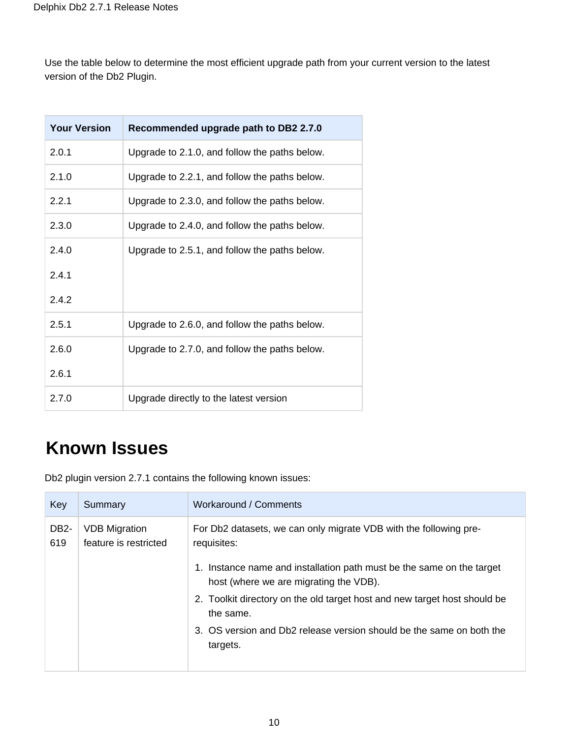Use the table below to determine the most efficient upgrade path from your current version to the latest version of the Db2 Plugin.

| Your Version | Recommended upgrade path to DB2 2.7.0 |
|---|---|
| 2.0.1 | Upgrade to 2.1.0, and follow the paths below. |
| 2.1.0 | Upgrade to 2.2.1, and follow the paths below. |
| 2.2.1 | Upgrade to 2.3.0, and follow the paths below. |
| 2.3.0 | Upgrade to 2.4.0, and follow the paths below. |
| 2.4.0<br>2.4.1<br>2.4.2 | Upgrade to 2.5.1, and follow the paths below. |
| 2.5.1 | Upgrade to 2.6.0, and follow the paths below. |
| 2.6.0<br>2.6.1 | Upgrade to 2.7.0, and follow the paths below. |
| 2.7.0 | Upgrade directly to the latest version |

# Known Issues

Db2 plugin version 2.7.1 contains the following known issues:

| Key | Summary | Workaround / Comments |
|---|---|---|
| DB2-619 | VDB Migration feature is restricted | For Db2 datasets, we can only migrate VDB with the following pre-requisites:<br>1. Instance name and installation path must be the same on the target host (where we are migrating the VDB).<br>2. Toolkit directory on the old target host and new target host should be the same.<br>3. OS version and Db2 release version should be the same on both the targets. |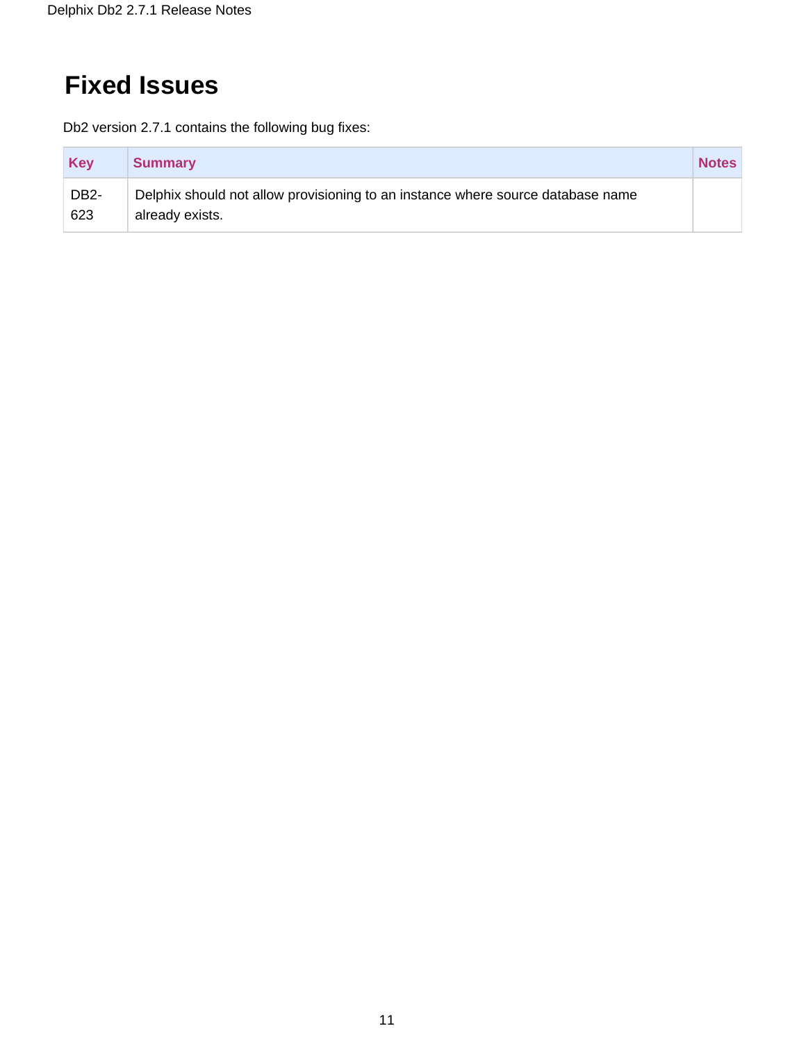# Fixed Issues

Db2 version 2.7.1 contains the following bug fixes:

| Key | Summary | Notes |
| --- | --- | --- |
| DB2-623 | Delphix should not allow provisioning to an instance where source database name already exists. | |